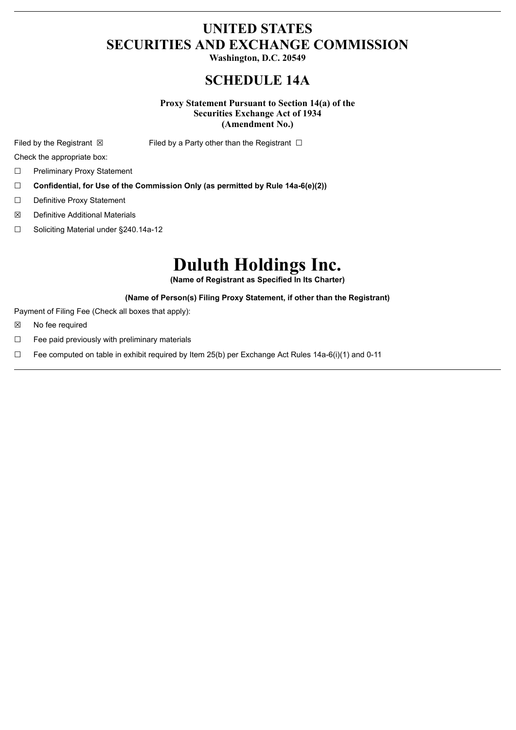# UNITED STATES
# SECURITIES AND EXCHANGE COMMISSION

**Washington, D.C. 20549**

## SCHEDULE 14A

**Proxy Statement Pursuant to Section 14(a) of the Securities Exchange Act of 1934 (Amendment No.)**

Filed by the Registrant ☒ Filed by a Party other than the Registrant ☐

Check the appropriate box:

☐ Preliminary Proxy Statement

☐ **Confidential, for Use of the Commission Only (as permitted by Rule 14a-6(e)(2))**

☐ Definitive Proxy Statement

☒ Definitive Additional Materials

☐ Soliciting Material under §240.14a-12

# Duluth Holdings Inc.

**(Name of Registrant as Specified In Its Charter)**

**(Name of Person(s) Filing Proxy Statement, if other than the Registrant)**

Payment of Filing Fee (Check all boxes that apply):

☒ No fee required

☐ Fee paid previously with preliminary materials

☐ Fee computed on table in exhibit required by Item 25(b) per Exchange Act Rules 14a-6(i)(1) and 0-11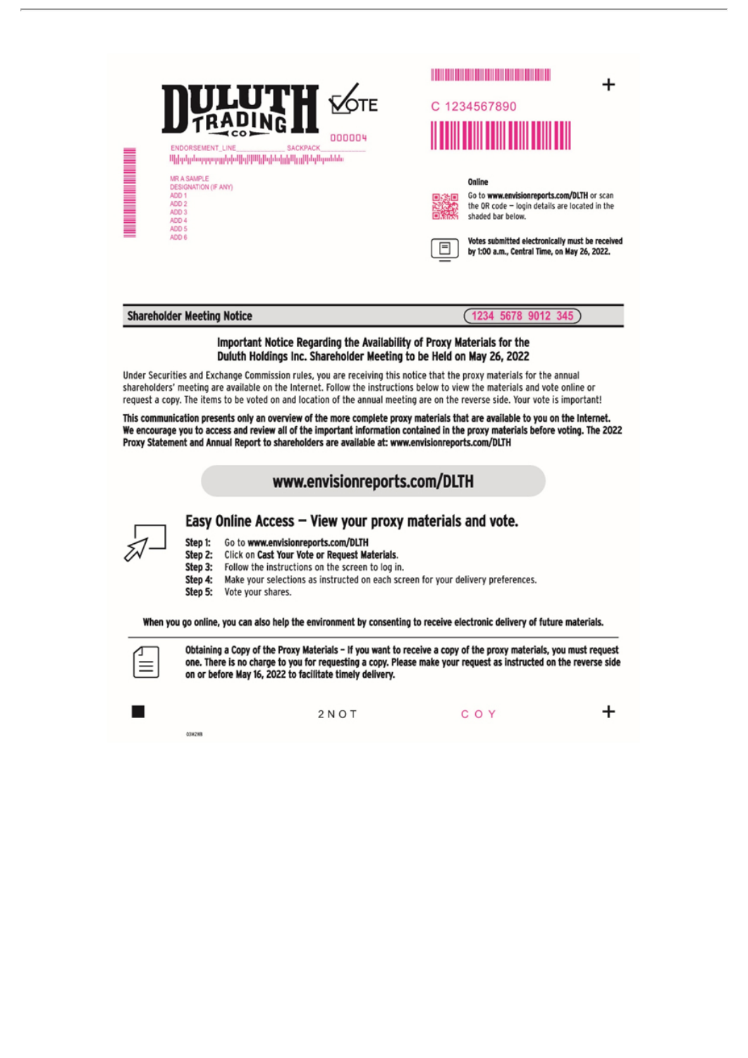DULUTH TRADING CO

VOTE

000004

ENDORSEMENT_LINE______________ SACKPACK_______________

MR A SAMPLE
DESIGNATION (IF ANY)
ADD 1
ADD 2
ADD 3
ADD 4
ADD 5
ADD 6

C 1234567890

**Online**

Go to **www.envisionreports.com/DLTH** or scan the QR code – login details are located in the shaded bar below.

**Votes submitted electronically must be received by 1:00 a.m., Central Time, on May 26, 2022.**

## Shareholder Meeting Notice

1234 5678 9012 345

### Important Notice Regarding the Availability of Proxy Materials for the Duluth Holdings Inc. Shareholder Meeting to be Held on May 26, 2022

Under Securities and Exchange Commission rules, you are receiving this notice that the proxy materials for the annual shareholders' meeting are available on the Internet. Follow the instructions below to view the materials and vote online or request a copy. The items to be voted on and location of the annual meeting are on the reverse side. Your vote is important!

**This communication presents only an overview of the more complete proxy materials that are available to you on the Internet. We encourage you to access and review all of the important information contained in the proxy materials before voting. The 2022 Proxy Statement and Annual Report to shareholders are available at: www.envisionreports.com/DLTH**

**www.envisionreports.com/DLTH**

### Easy Online Access – View your proxy materials and vote.

**Step 1:** Go to **www.envisionreports.com/DLTH**
**Step 2:** Click on **Cast Your Vote or Request Materials.**
**Step 3:** Follow the instructions on the screen to log in.
**Step 4:** Make your selections as instructed on each screen for your delivery preferences.
**Step 5:** Vote your shares.

**When you go online, you can also help the environment by consenting to receive electronic delivery of future materials.**

**Obtaining a Copy of the Proxy Materials – If you want to receive a copy of the proxy materials, you must request one. There is no charge to you for requesting a copy. Please make your request as instructed on the reverse side on or before May 16, 2022 to facilitate timely delivery.**

2 N O T C O Y

03M2WB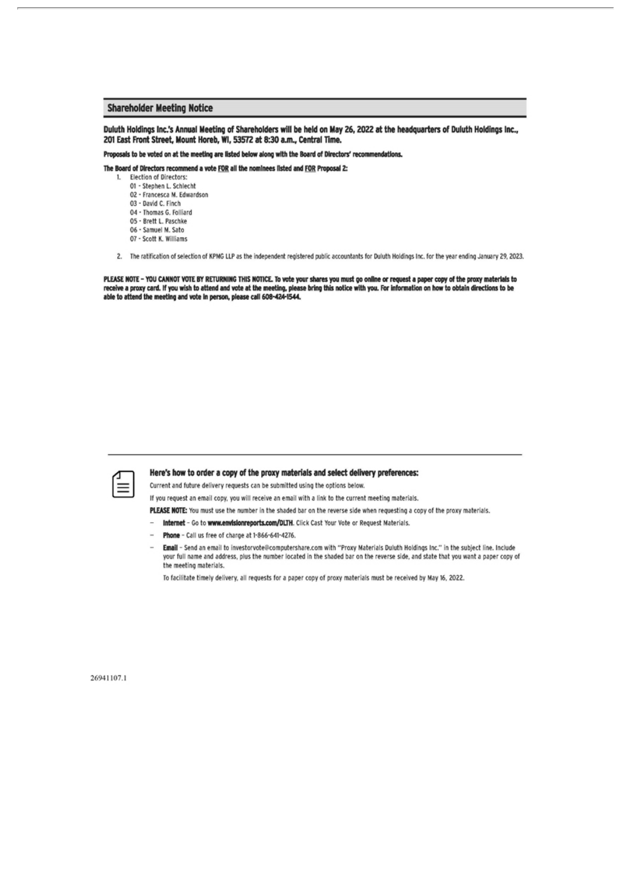## Shareholder Meeting Notice

**Duluth Holdings Inc.'s Annual Meeting of Shareholders will be held on May 26, 2022 at the headquarters of Duluth Holdings Inc., 201 East Front Street, Mount Horeb, WI, 53572 at 8:30 a.m., Central Time.**

**Proposals to be voted on at the meeting are listed below along with the Board of Directors' recommendations.**

**The Board of Directors recommend a vote FOR all the nominees listed and FOR Proposal 2:**

1. Election of Directors:
   - 01 - Stephen L. Schlecht
   - 02 - Francesca M. Edwardson
   - 03 - David C. Finch
   - 04 - Thomas G. Folliard
   - 05 - Brett L. Paschke
   - 06 - Samuel M. Sato
   - 07 - Scott K. Williams

2. The ratification of selection of KPMG LLP as the independent registered public accountants for Duluth Holdings Inc. for the year ending January 29, 2023.

**PLEASE NOTE – YOU CANNOT VOTE BY RETURNING THIS NOTICE. To vote your shares you must go online or request a paper copy of the proxy materials to receive a proxy card. If you wish to attend and vote at the meeting, please bring this notice with you. For information on how to obtain directions to be able to attend the meeting and vote in person, please call 608-424-1544.**

---

### Here's how to order a copy of the proxy materials and select delivery preferences:

Current and future delivery requests can be submitted using the options below.

If you request an email copy, you will receive an email with a link to the current meeting materials.

**PLEASE NOTE:** You must use the number in the shaded bar on the reverse side when requesting a copy of the proxy materials.

- **Internet** – Go to **www.envisionreports.com/DLTH**. Click Cast Your Vote or Request Materials.
- **Phone** – Call us free of charge at 1-866-641-4276.
- **Email** – Send an email to investorvote@computershare.com with "Proxy Materials Duluth Holdings Inc." in the subject line. Include your full name and address, plus the number located in the shaded bar on the reverse side, and state that you want a paper copy of the meeting materials.

  To facilitate timely delivery, all requests for a paper copy of proxy materials must be received by May 16, 2022.

26941107.1